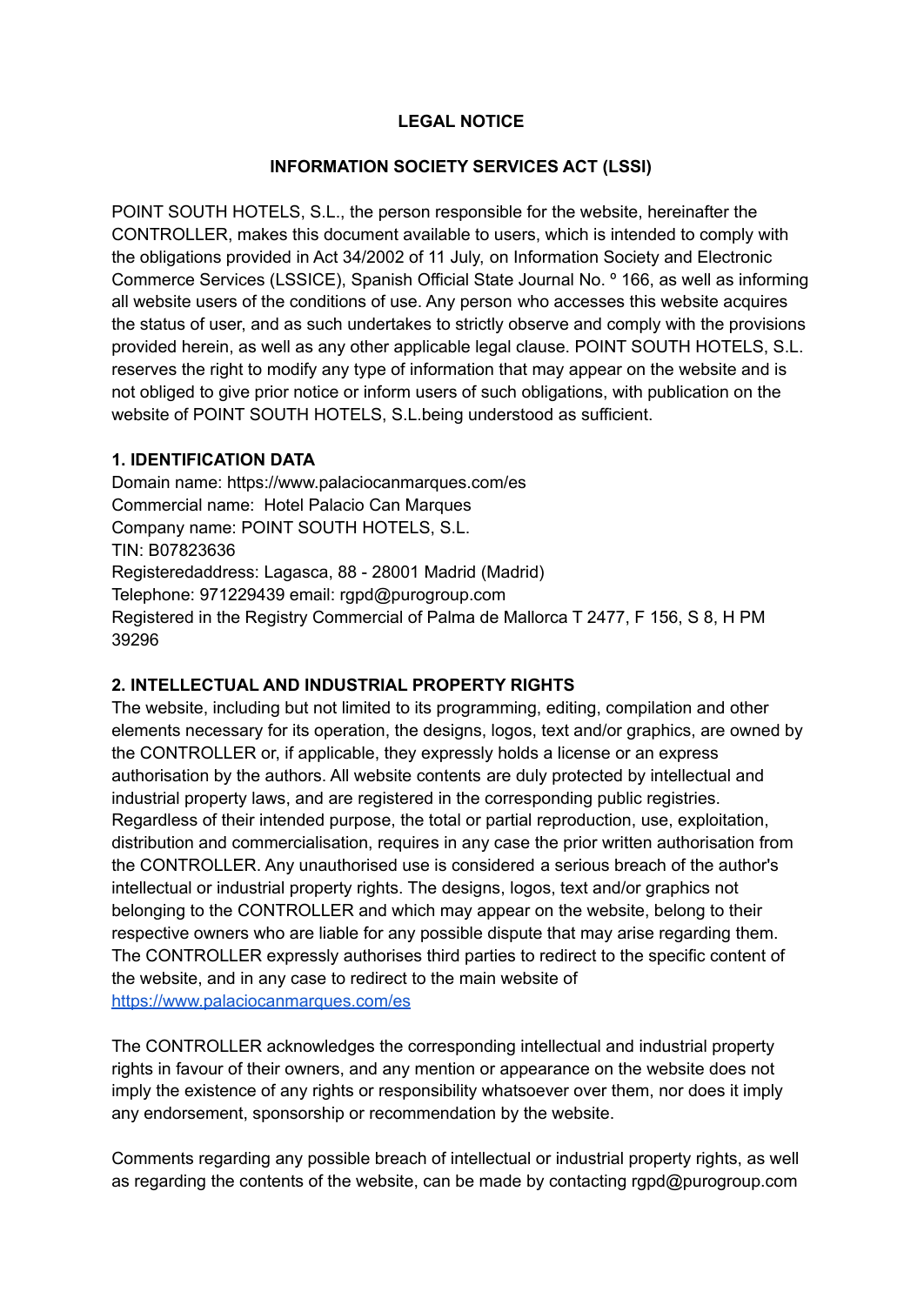# LEGAL NOTICE

## INFORMATION SOCIETY SERVICES ACT (LSSI)

POINT SOUTH HOTELS, S.L., the person responsible for the website, hereinafter the CONTROLLER, makes this document available to users, which is intended to comply with the obligations provided in Act 34/2002 of 11 July, on Information Society and Electronic Commerce Services (LSSICE), Spanish Official State Journal No. º 166, as well as informing all website users of the conditions of use. Any person who accesses this website acquires the status of user, and as such undertakes to strictly observe and comply with the provisions provided herein, as well as any other applicable legal clause. POINT SOUTH HOTELS, S.L. reserves the right to modify any type of information that may appear on the website and is not obliged to give prior notice or inform users of such obligations, with publication on the website of POINT SOUTH HOTELS, S.L.being understood as sufficient.

**1. IDENTIFICATION DATA**

Domain name: https://www.palaciocanmarques.com/es
Commercial name: Hotel Palacio Can Marques
Company name: POINT SOUTH HOTELS, S.L.
TIN: B07823636
Registeredaddress: Lagasca, 88 - 28001 Madrid (Madrid)
Telephone: 971229439 email: rgpd@purogroup.com
Registered in the Registry Commercial of Palma de Mallorca T 2477, F 156, S 8, H PM 39296

**2. INTELLECTUAL AND INDUSTRIAL PROPERTY RIGHTS**

The website, including but not limited to its programming, editing, compilation and other elements necessary for its operation, the designs, logos, text and/or graphics, are owned by the CONTROLLER or, if applicable, they expressly holds a license or an express authorisation by the authors. All website contents are duly protected by intellectual and industrial property laws, and are registered in the corresponding public registries. Regardless of their intended purpose, the total or partial reproduction, use, exploitation, distribution and commercialisation, requires in any case the prior written authorisation from the CONTROLLER. Any unauthorised use is considered a serious breach of the author's intellectual or industrial property rights. The designs, logos, text and/or graphics not belonging to the CONTROLLER and which may appear on the website, belong to their respective owners who are liable for any possible dispute that may arise regarding them. The CONTROLLER expressly authorises third parties to redirect to the specific content of the website, and in any case to redirect to the main website of https://www.palaciocanmarques.com/es

The CONTROLLER acknowledges the corresponding intellectual and industrial property rights in favour of their owners, and any mention or appearance on the website does not imply the existence of any rights or responsibility whatsoever over them, nor does it imply any endorsement, sponsorship or recommendation by the website.

Comments regarding any possible breach of intellectual or industrial property rights, as well as regarding the contents of the website, can be made by contacting rgpd@purogroup.com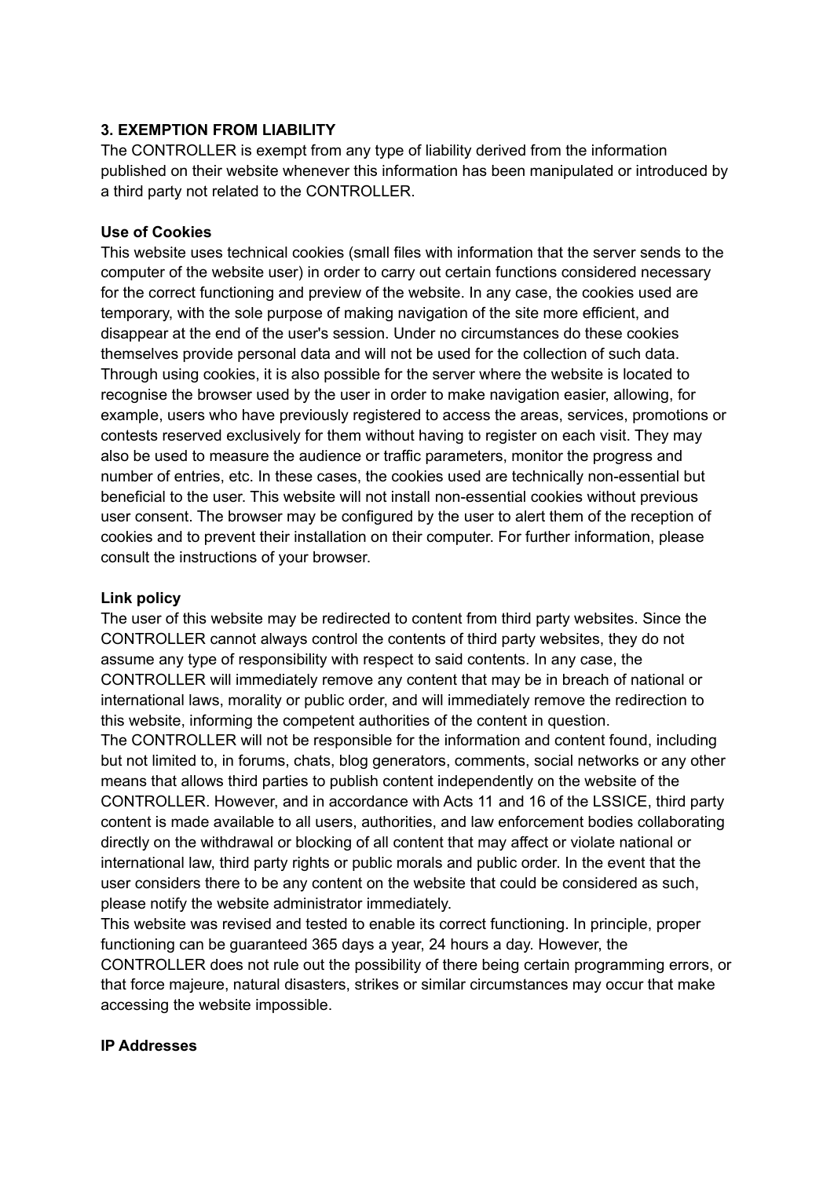**3. EXEMPTION FROM LIABILITY**

The CONTROLLER is exempt from any type of liability derived from the information published on their website whenever this information has been manipulated or introduced by a third party not related to the CONTROLLER.

**Use of Cookies**

This website uses technical cookies (small files with information that the server sends to the computer of the website user) in order to carry out certain functions considered necessary for the correct functioning and preview of the website. In any case, the cookies used are temporary, with the sole purpose of making navigation of the site more efficient, and disappear at the end of the user's session. Under no circumstances do these cookies themselves provide personal data and will not be used for the collection of such data. Through using cookies, it is also possible for the server where the website is located to recognise the browser used by the user in order to make navigation easier, allowing, for example, users who have previously registered to access the areas, services, promotions or contests reserved exclusively for them without having to register on each visit. They may also be used to measure the audience or traffic parameters, monitor the progress and number of entries, etc. In these cases, the cookies used are technically non-essential but beneficial to the user. This website will not install non-essential cookies without previous user consent. The browser may be configured by the user to alert them of the reception of cookies and to prevent their installation on their computer. For further information, please consult the instructions of your browser.

**Link policy**

The user of this website may be redirected to content from third party websites. Since the CONTROLLER cannot always control the contents of third party websites, they do not assume any type of responsibility with respect to said contents. In any case, the CONTROLLER will immediately remove any content that may be in breach of national or international laws, morality or public order, and will immediately remove the redirection to this website, informing the competent authorities of the content in question.

The CONTROLLER will not be responsible for the information and content found, including but not limited to, in forums, chats, blog generators, comments, social networks or any other means that allows third parties to publish content independently on the website of the CONTROLLER. However, and in accordance with Acts 11 and 16 of the LSSICE, third party content is made available to all users, authorities, and law enforcement bodies collaborating directly on the withdrawal or blocking of all content that may affect or violate national or international law, third party rights or public morals and public order. In the event that the user considers there to be any content on the website that could be considered as such, please notify the website administrator immediately.

This website was revised and tested to enable its correct functioning. In principle, proper functioning can be guaranteed 365 days a year, 24 hours a day. However, the CONTROLLER does not rule out the possibility of there being certain programming errors, or that force majeure, natural disasters, strikes or similar circumstances may occur that make accessing the website impossible.

**IP Addresses**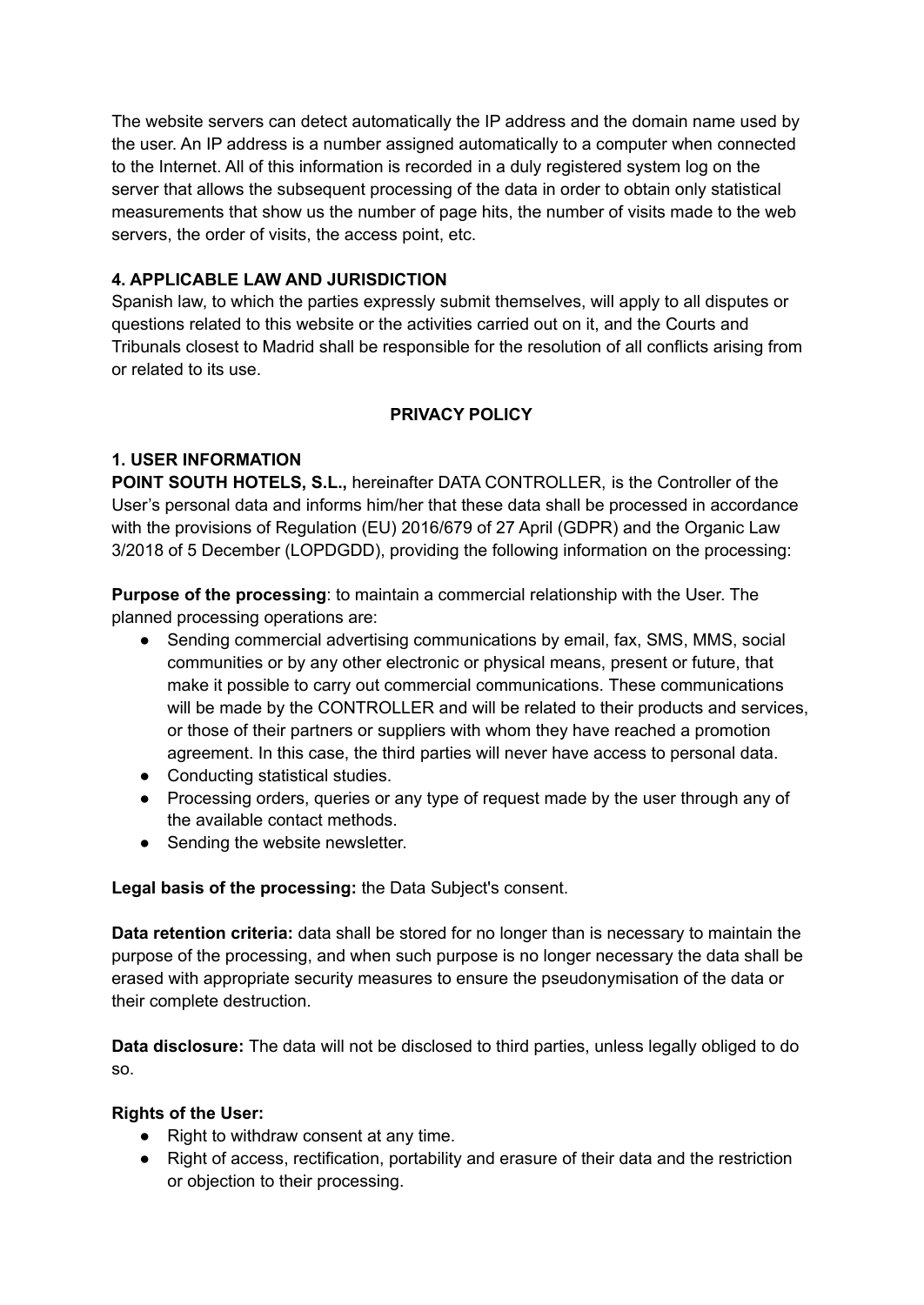The website servers can detect automatically the IP address and the domain name used by the user. An IP address is a number assigned automatically to a computer when connected to the Internet. All of this information is recorded in a duly registered system log on the server that allows the subsequent processing of the data in order to obtain only statistical measurements that show us the number of page hits, the number of visits made to the web servers, the order of visits, the access point, etc.

### 4. APPLICABLE LAW AND JURISDICTION

Spanish law, to which the parties expressly submit themselves, will apply to all disputes or questions related to this website or the activities carried out on it, and the Courts and Tribunals closest to Madrid shall be responsible for the resolution of all conflicts arising from or related to its use.

## PRIVACY POLICY

### 1. USER INFORMATION

**POINT SOUTH HOTELS, S.L.,** hereinafter DATA CONTROLLER, is the Controller of the User's personal data and informs him/her that these data shall be processed in accordance with the provisions of Regulation (EU) 2016/679 of 27 April (GDPR) and the Organic Law 3/2018 of 5 December (LOPDGDD), providing the following information on the processing:

**Purpose of the processing**: to maintain a commercial relationship with the User. The planned processing operations are:

- Sending commercial advertising communications by email, fax, SMS, MMS, social communities or by any other electronic or physical means, present or future, that make it possible to carry out commercial communications. These communications will be made by the CONTROLLER and will be related to their products and services, or those of their partners or suppliers with whom they have reached a promotion agreement. In this case, the third parties will never have access to personal data.
- Conducting statistical studies.
- Processing orders, queries or any type of request made by the user through any of the available contact methods.
- Sending the website newsletter.

**Legal basis of the processing:** the Data Subject's consent.

**Data retention criteria:** data shall be stored for no longer than is necessary to maintain the purpose of the processing, and when such purpose is no longer necessary the data shall be erased with appropriate security measures to ensure the pseudonymisation of the data or their complete destruction.

**Data disclosure:** The data will not be disclosed to third parties, unless legally obliged to do so.

**Rights of the User:**

- Right to withdraw consent at any time.
- Right of access, rectification, portability and erasure of their data and the restriction or objection to their processing.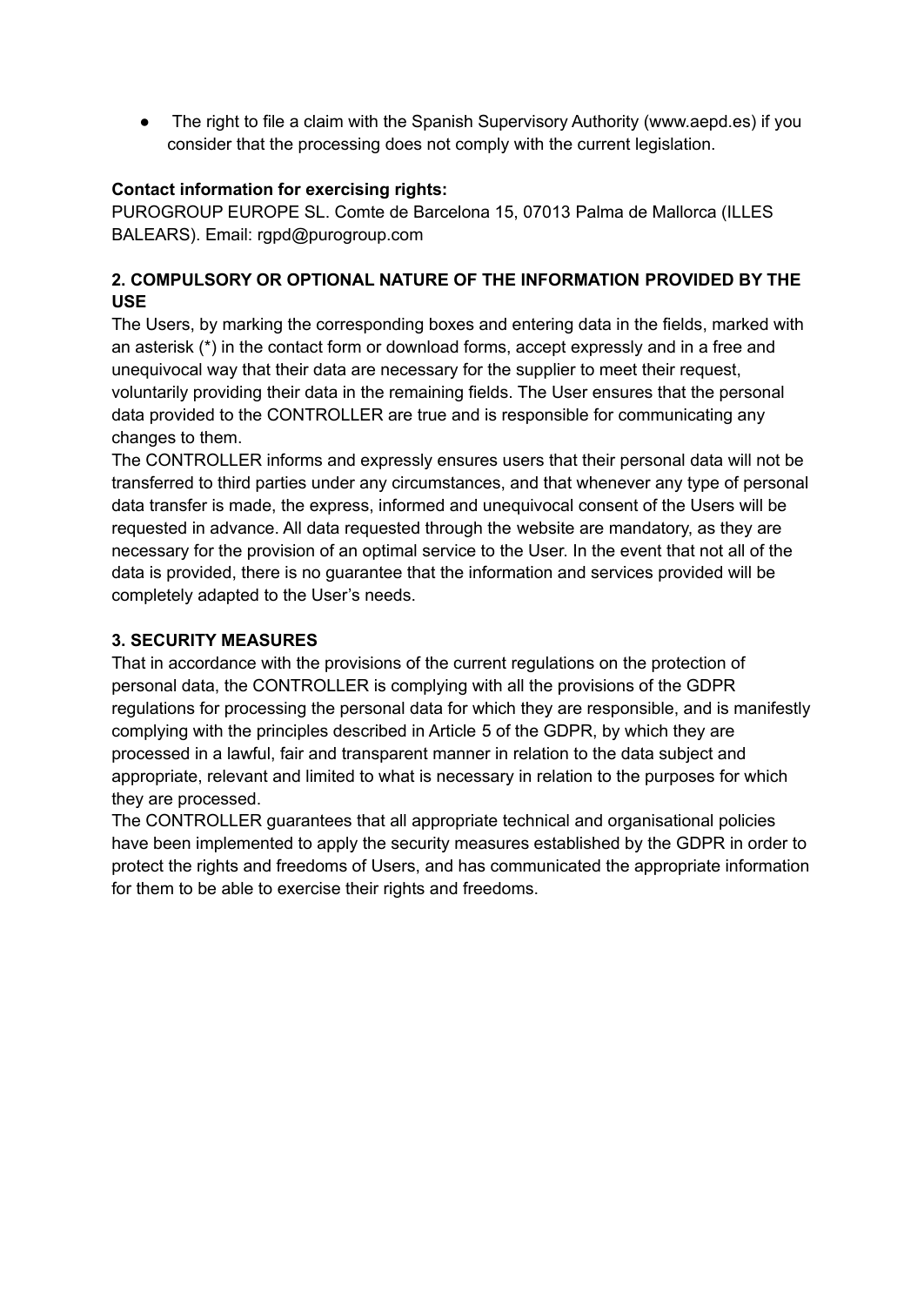- The right to file a claim with the Spanish Supervisory Authority (www.aepd.es) if you consider that the processing does not comply with the current legislation.

**Contact information for exercising rights:**
PUROGROUP EUROPE SL. Comte de Barcelona 15, 07013 Palma de Mallorca (ILLES BALEARS). Email: rgpd@purogroup.com

**2. COMPULSORY OR OPTIONAL NATURE OF THE INFORMATION PROVIDED BY THE USE**

The Users, by marking the corresponding boxes and entering data in the fields, marked with an asterisk (*) in the contact form or download forms, accept expressly and in a free and unequivocal way that their data are necessary for the supplier to meet their request, voluntarily providing their data in the remaining fields. The User ensures that the personal data provided to the CONTROLLER are true and is responsible for communicating any changes to them.

The CONTROLLER informs and expressly ensures users that their personal data will not be transferred to third parties under any circumstances, and that whenever any type of personal data transfer is made, the express, informed and unequivocal consent of the Users will be requested in advance. All data requested through the website are mandatory, as they are necessary for the provision of an optimal service to the User. In the event that not all of the data is provided, there is no guarantee that the information and services provided will be completely adapted to the User's needs.

**3. SECURITY MEASURES**

That in accordance with the provisions of the current regulations on the protection of personal data, the CONTROLLER is complying with all the provisions of the GDPR regulations for processing the personal data for which they are responsible, and is manifestly complying with the principles described in Article 5 of the GDPR, by which they are processed in a lawful, fair and transparent manner in relation to the data subject and appropriate, relevant and limited to what is necessary in relation to the purposes for which they are processed.

The CONTROLLER guarantees that all appropriate technical and organisational policies have been implemented to apply the security measures established by the GDPR in order to protect the rights and freedoms of Users, and has communicated the appropriate information for them to be able to exercise their rights and freedoms.